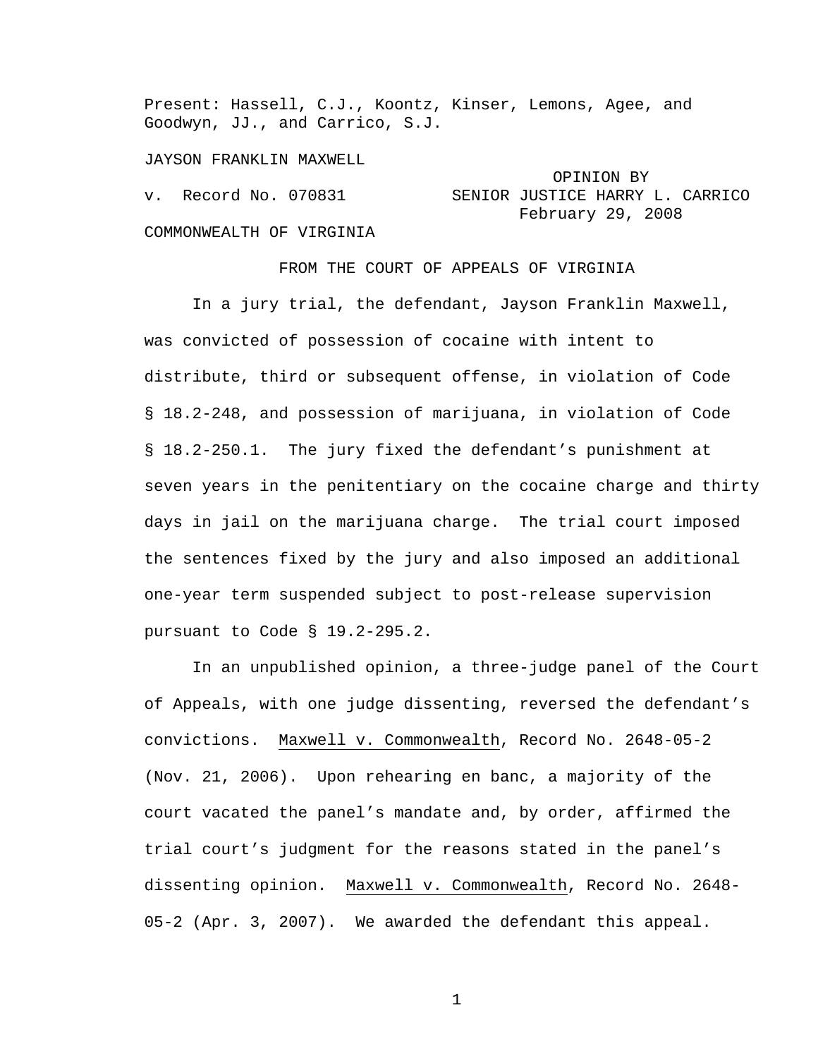Present: Hassell, C.J., Koontz, Kinser, Lemons, Agee, and Goodwyn, JJ., and Carrico, S.J.

JAYSON FRANKLIN MAXWELL

v. Record No. 070831

OPINION BY SENIOR JUSTICE HARRY L. CARRICO
February 29, 2008

COMMONWEALTH OF VIRGINIA

FROM THE COURT OF APPEALS OF VIRGINIA

In a jury trial, the defendant, Jayson Franklin Maxwell, was convicted of possession of cocaine with intent to distribute, third or subsequent offense, in violation of Code § 18.2-248, and possession of marijuana, in violation of Code § 18.2-250.1. The jury fixed the defendant's punishment at seven years in the penitentiary on the cocaine charge and thirty days in jail on the marijuana charge. The trial court imposed the sentences fixed by the jury and also imposed an additional one-year term suspended subject to post-release supervision pursuant to Code § 19.2-295.2.

In an unpublished opinion, a three-judge panel of the Court of Appeals, with one judge dissenting, reversed the defendant's convictions. Maxwell v. Commonwealth, Record No. 2648-05-2 (Nov. 21, 2006). Upon rehearing en banc, a majority of the court vacated the panel's mandate and, by order, affirmed the trial court's judgment for the reasons stated in the panel's dissenting opinion. Maxwell v. Commonwealth, Record No. 2648-05-2 (Apr. 3, 2007). We awarded the defendant this appeal.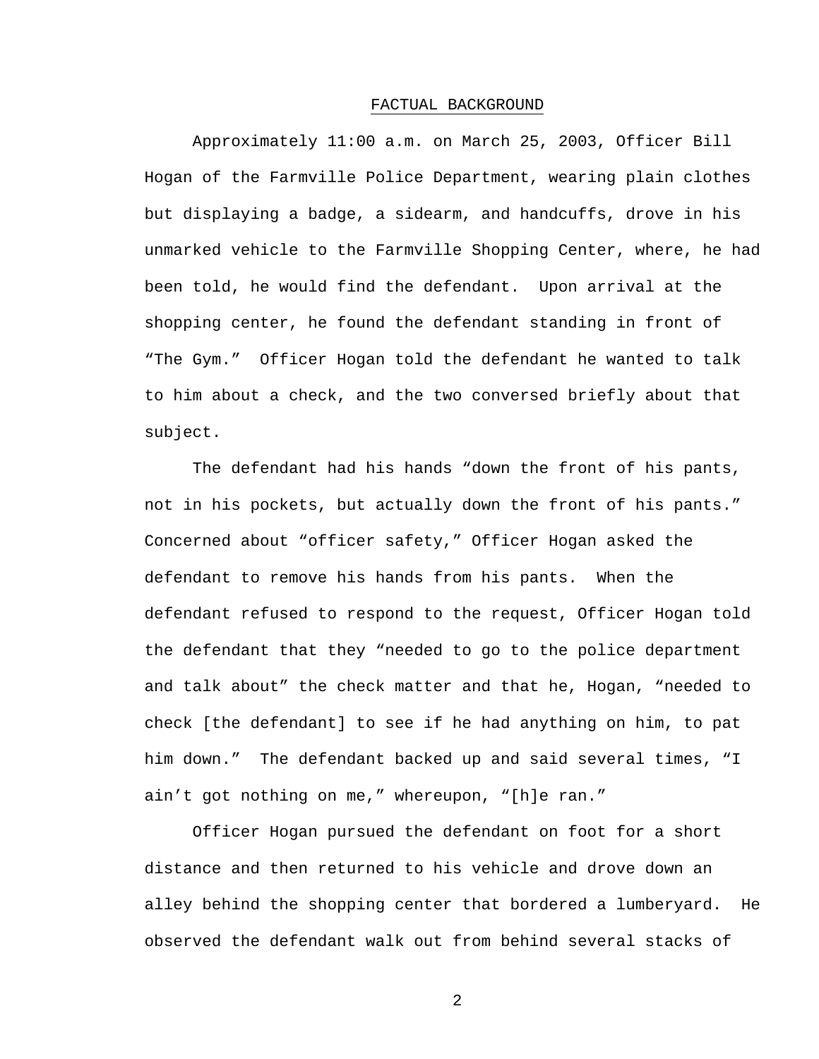## FACTUAL BACKGROUND

Approximately 11:00 a.m. on March 25, 2003, Officer Bill Hogan of the Farmville Police Department, wearing plain clothes but displaying a badge, a sidearm, and handcuffs, drove in his unmarked vehicle to the Farmville Shopping Center, where, he had been told, he would find the defendant. Upon arrival at the shopping center, he found the defendant standing in front of "The Gym." Officer Hogan told the defendant he wanted to talk to him about a check, and the two conversed briefly about that subject.

The defendant had his hands "down the front of his pants, not in his pockets, but actually down the front of his pants." Concerned about "officer safety," Officer Hogan asked the defendant to remove his hands from his pants. When the defendant refused to respond to the request, Officer Hogan told the defendant that they "needed to go to the police department and talk about" the check matter and that he, Hogan, "needed to check [the defendant] to see if he had anything on him, to pat him down." The defendant backed up and said several times, "I ain't got nothing on me," whereupon, "[h]e ran."

Officer Hogan pursued the defendant on foot for a short distance and then returned to his vehicle and drove down an alley behind the shopping center that bordered a lumberyard. He observed the defendant walk out from behind several stacks of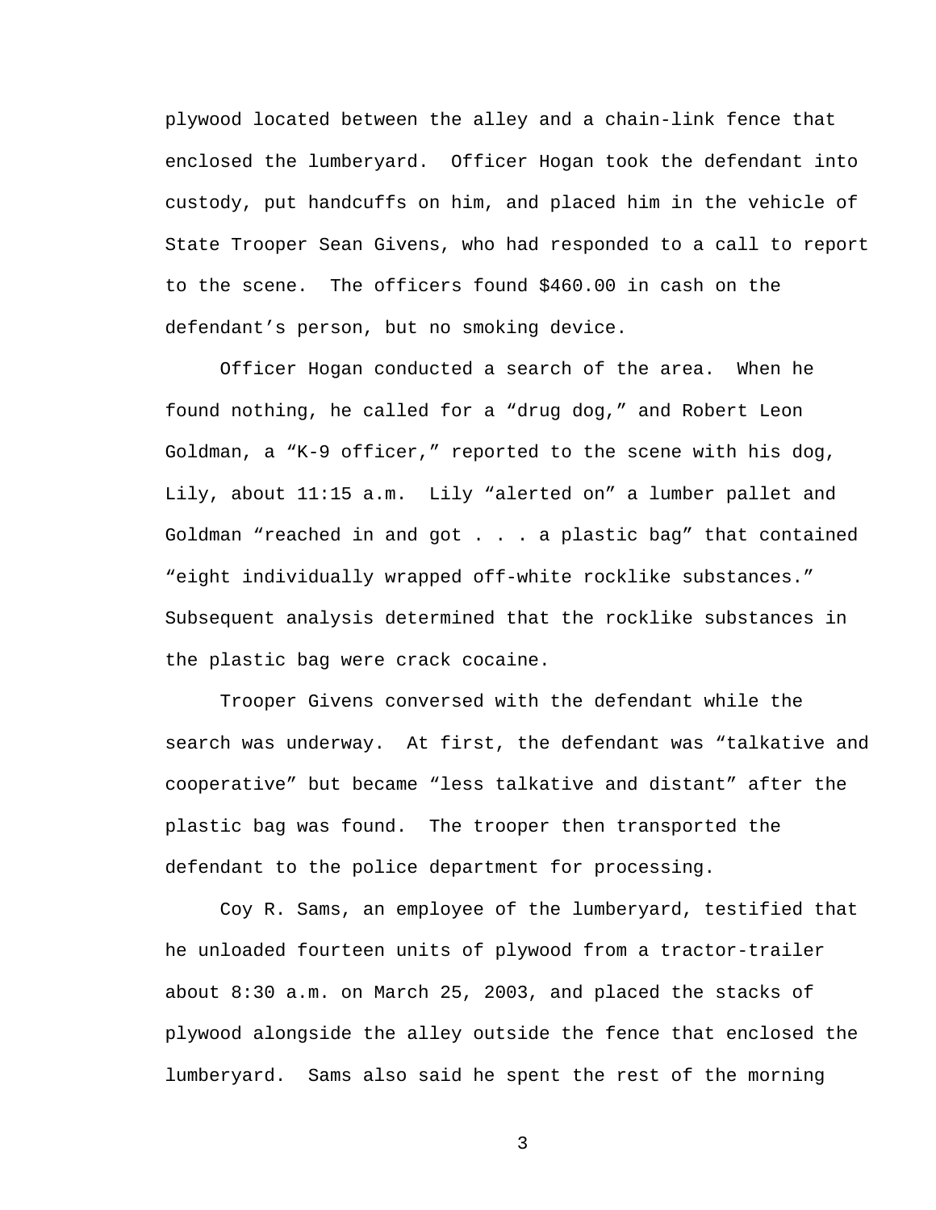plywood located between the alley and a chain-link fence that enclosed the lumberyard.  Officer Hogan took the defendant into custody, put handcuffs on him, and placed him in the vehicle of State Trooper Sean Givens, who had responded to a call to report to the scene.  The officers found $460.00 in cash on the defendant's person, but no smoking device.

Officer Hogan conducted a search of the area.  When he found nothing, he called for a "drug dog," and Robert Leon Goldman, a "K-9 officer," reported to the scene with his dog, Lily, about 11:15 a.m.  Lily "alerted on" a lumber pallet and Goldman "reached in and got . . . a plastic bag" that contained "eight individually wrapped off-white rocklike substances." Subsequent analysis determined that the rocklike substances in the plastic bag were crack cocaine.

Trooper Givens conversed with the defendant while the search was underway.  At first, the defendant was "talkative and cooperative" but became "less talkative and distant" after the plastic bag was found.  The trooper then transported the defendant to the police department for processing.

Coy R. Sams, an employee of the lumberyard, testified that he unloaded fourteen units of plywood from a tractor-trailer about 8:30 a.m. on March 25, 2003, and placed the stacks of plywood alongside the alley outside the fence that enclosed the lumberyard.  Sams also said he spent the rest of the morning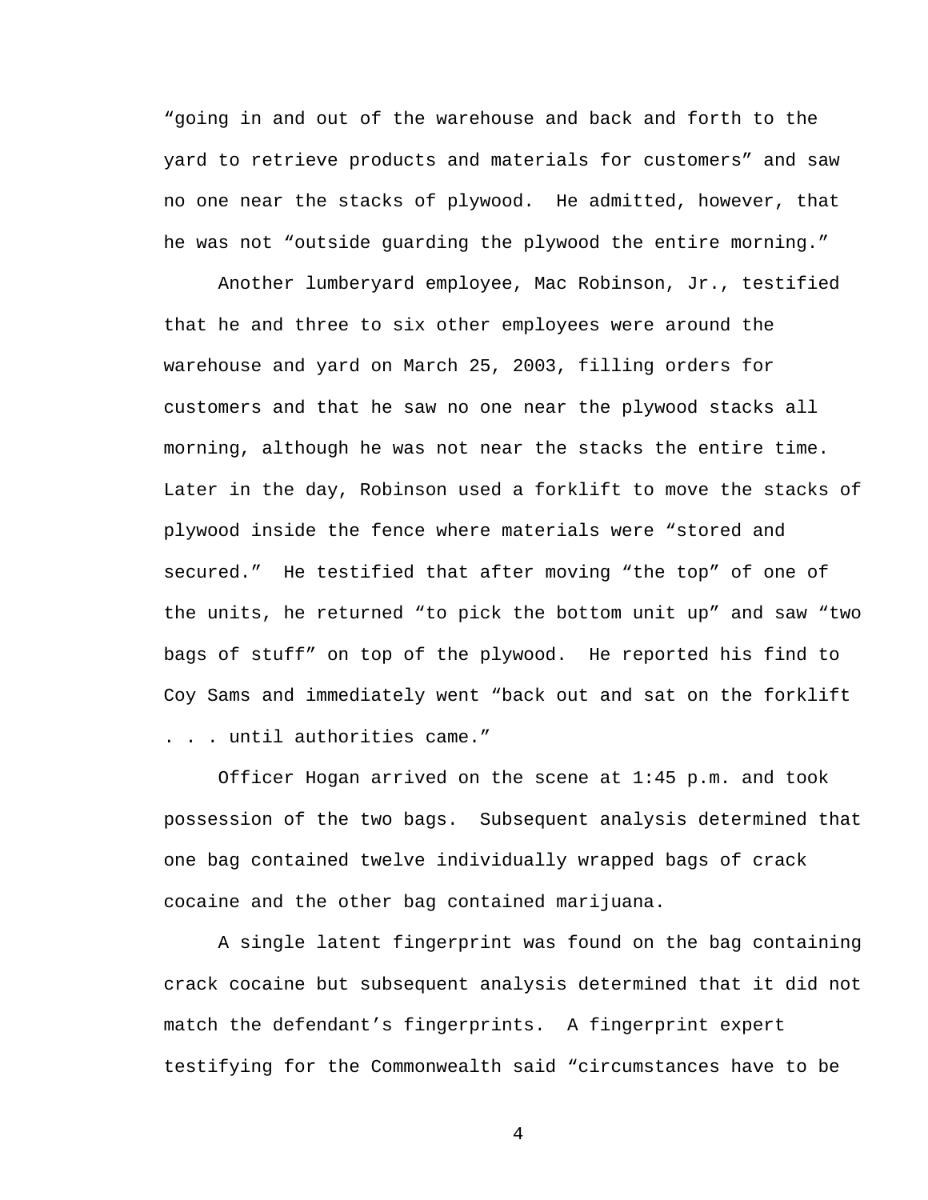"going in and out of the warehouse and back and forth to the yard to retrieve products and materials for customers" and saw no one near the stacks of plywood. He admitted, however, that he was not "outside guarding the plywood the entire morning."

Another lumberyard employee, Mac Robinson, Jr., testified that he and three to six other employees were around the warehouse and yard on March 25, 2003, filling orders for customers and that he saw no one near the plywood stacks all morning, although he was not near the stacks the entire time. Later in the day, Robinson used a forklift to move the stacks of plywood inside the fence where materials were "stored and secured." He testified that after moving "the top" of one of the units, he returned "to pick the bottom unit up" and saw "two bags of stuff" on top of the plywood. He reported his find to Coy Sams and immediately went "back out and sat on the forklift . . . until authorities came."

Officer Hogan arrived on the scene at 1:45 p.m. and took possession of the two bags. Subsequent analysis determined that one bag contained twelve individually wrapped bags of crack cocaine and the other bag contained marijuana.

A single latent fingerprint was found on the bag containing crack cocaine but subsequent analysis determined that it did not match the defendant's fingerprints. A fingerprint expert testifying for the Commonwealth said "circumstances have to be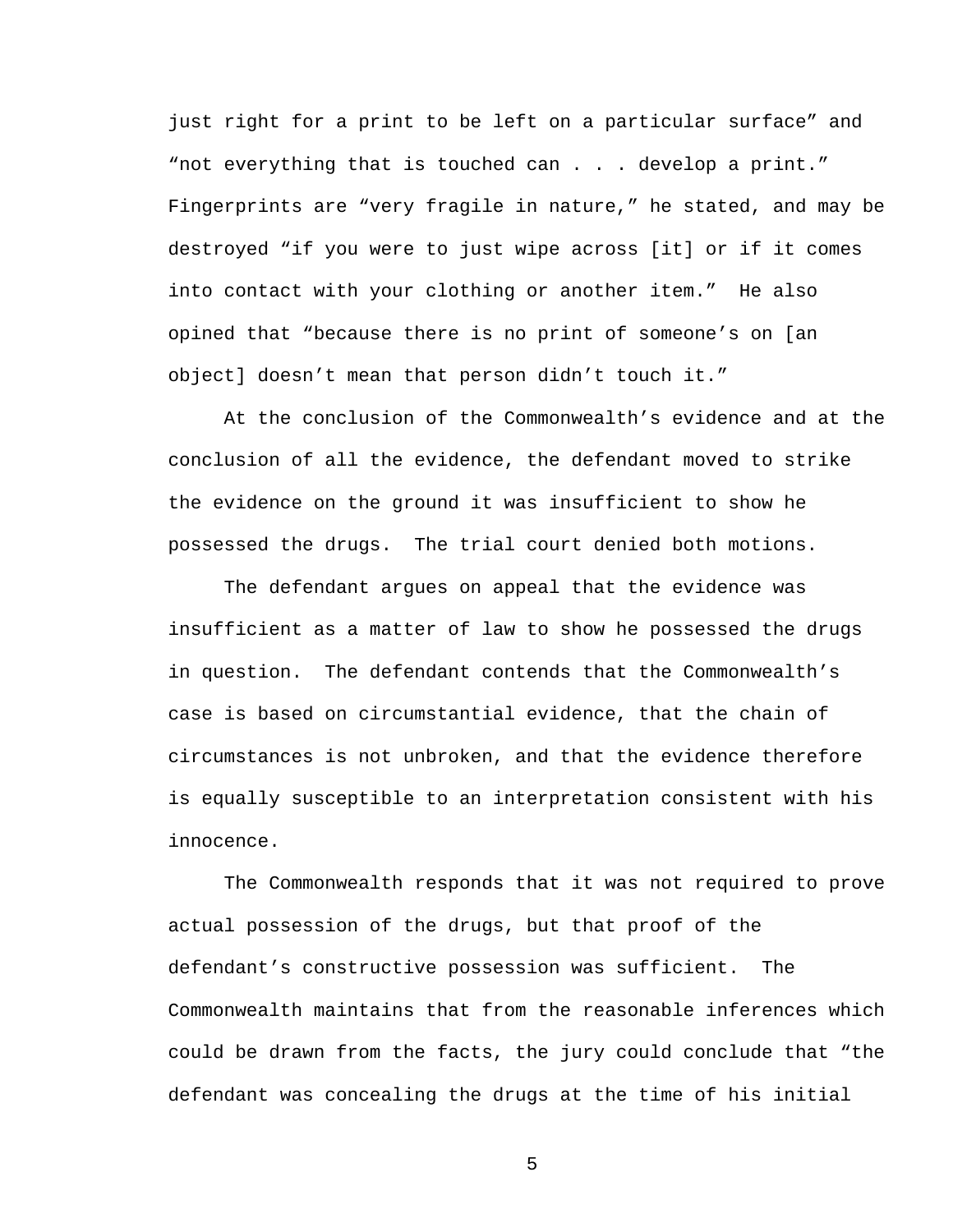just right for a print to be left on a particular surface" and "not everything that is touched can . . . develop a print." Fingerprints are "very fragile in nature," he stated, and may be destroyed "if you were to just wipe across [it] or if it comes into contact with your clothing or another item." He also opined that "because there is no print of someone's on [an object] doesn't mean that person didn't touch it."

At the conclusion of the Commonwealth's evidence and at the conclusion of all the evidence, the defendant moved to strike the evidence on the ground it was insufficient to show he possessed the drugs. The trial court denied both motions.

The defendant argues on appeal that the evidence was insufficient as a matter of law to show he possessed the drugs in question. The defendant contends that the Commonwealth's case is based on circumstantial evidence, that the chain of circumstances is not unbroken, and that the evidence therefore is equally susceptible to an interpretation consistent with his innocence.

The Commonwealth responds that it was not required to prove actual possession of the drugs, but that proof of the defendant's constructive possession was sufficient. The Commonwealth maintains that from the reasonable inferences which could be drawn from the facts, the jury could conclude that "the defendant was concealing the drugs at the time of his initial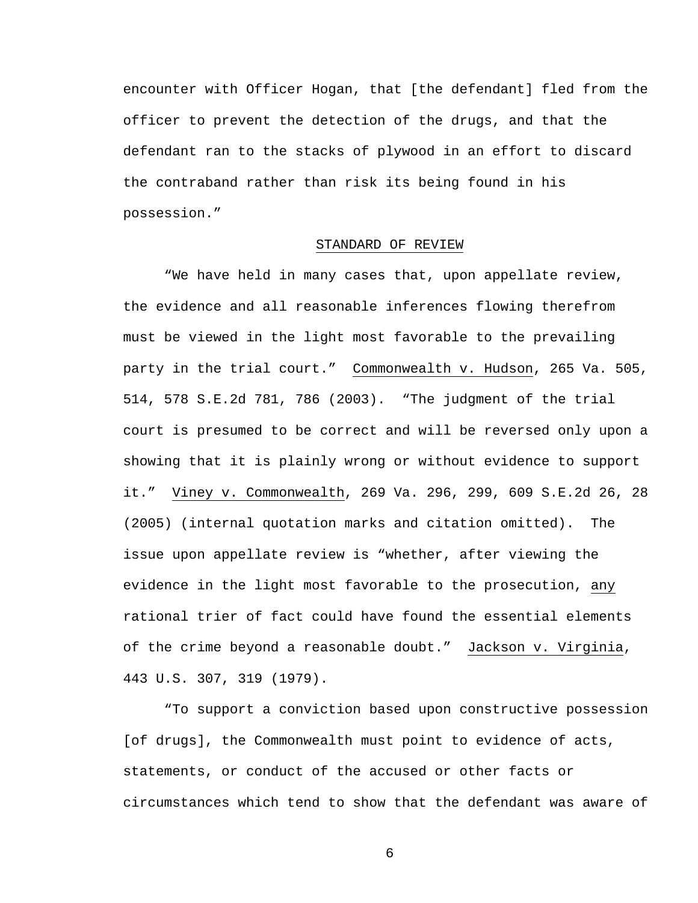encounter with Officer Hogan, that [the defendant] fled from the officer to prevent the detection of the drugs, and that the defendant ran to the stacks of plywood in an effort to discard the contraband rather than risk its being found in his possession."

## STANDARD OF REVIEW

"We have held in many cases that, upon appellate review, the evidence and all reasonable inferences flowing therefrom must be viewed in the light most favorable to the prevailing party in the trial court." Commonwealth v. Hudson, 265 Va. 505, 514, 578 S.E.2d 781, 786 (2003). "The judgment of the trial court is presumed to be correct and will be reversed only upon a showing that it is plainly wrong or without evidence to support it." Viney v. Commonwealth, 269 Va. 296, 299, 609 S.E.2d 26, 28 (2005) (internal quotation marks and citation omitted). The issue upon appellate review is "whether, after viewing the evidence in the light most favorable to the prosecution, any rational trier of fact could have found the essential elements of the crime beyond a reasonable doubt." Jackson v. Virginia, 443 U.S. 307, 319 (1979).

"To support a conviction based upon constructive possession [of drugs], the Commonwealth must point to evidence of acts, statements, or conduct of the accused or other facts or circumstances which tend to show that the defendant was aware of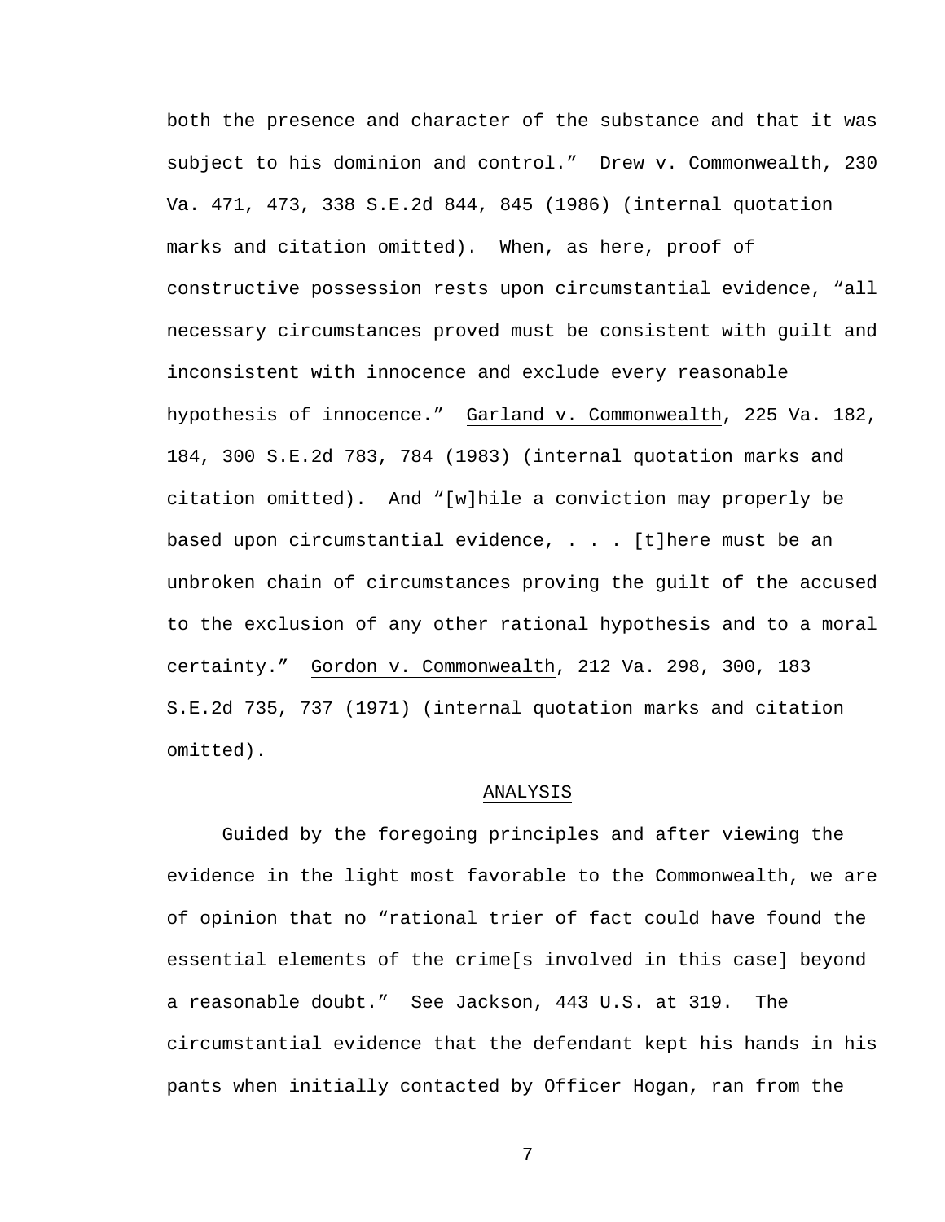both the presence and character of the substance and that it was subject to his dominion and control." Drew v. Commonwealth, 230 Va. 471, 473, 338 S.E.2d 844, 845 (1986) (internal quotation marks and citation omitted). When, as here, proof of constructive possession rests upon circumstantial evidence, "all necessary circumstances proved must be consistent with guilt and inconsistent with innocence and exclude every reasonable hypothesis of innocence." Garland v. Commonwealth, 225 Va. 182, 184, 300 S.E.2d 783, 784 (1983) (internal quotation marks and citation omitted). And "[w]hile a conviction may properly be based upon circumstantial evidence, . . . [t]here must be an unbroken chain of circumstances proving the guilt of the accused to the exclusion of any other rational hypothesis and to a moral certainty." Gordon v. Commonwealth, 212 Va. 298, 300, 183 S.E.2d 735, 737 (1971) (internal quotation marks and citation omitted).

## ANALYSIS

Guided by the foregoing principles and after viewing the evidence in the light most favorable to the Commonwealth, we are of opinion that no "rational trier of fact could have found the essential elements of the crime[s involved in this case] beyond a reasonable doubt." See Jackson, 443 U.S. at 319. The circumstantial evidence that the defendant kept his hands in his pants when initially contacted by Officer Hogan, ran from the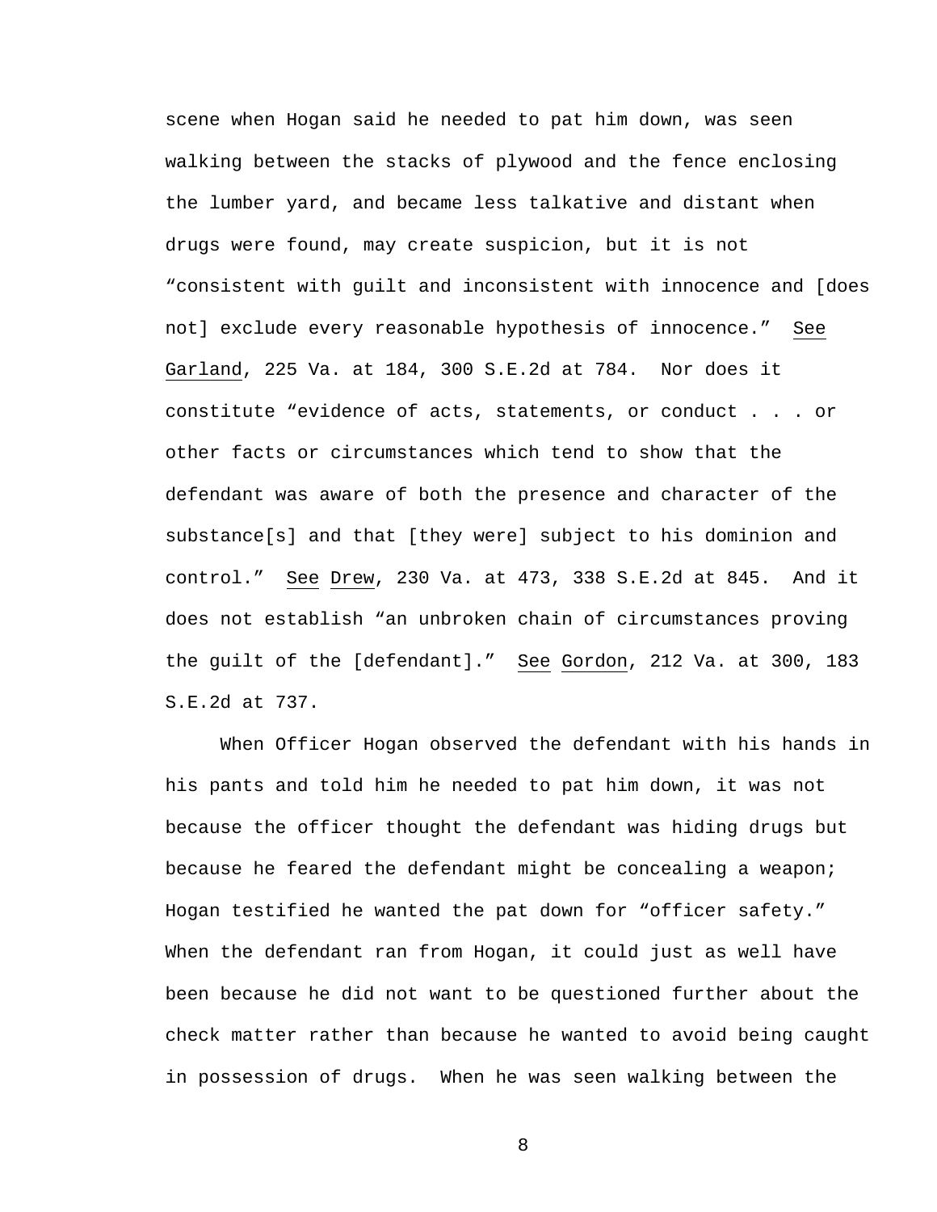scene when Hogan said he needed to pat him down, was seen walking between the stacks of plywood and the fence enclosing the lumber yard, and became less talkative and distant when drugs were found, may create suspicion, but it is not "consistent with guilt and inconsistent with innocence and [does not] exclude every reasonable hypothesis of innocence." See Garland, 225 Va. at 184, 300 S.E.2d at 784. Nor does it constitute "evidence of acts, statements, or conduct . . . or other facts or circumstances which tend to show that the defendant was aware of both the presence and character of the substance[s] and that [they were] subject to his dominion and control." See Drew, 230 Va. at 473, 338 S.E.2d at 845. And it does not establish "an unbroken chain of circumstances proving the guilt of the [defendant]." See Gordon, 212 Va. at 300, 183 S.E.2d at 737.

When Officer Hogan observed the defendant with his hands in his pants and told him he needed to pat him down, it was not because the officer thought the defendant was hiding drugs but because he feared the defendant might be concealing a weapon; Hogan testified he wanted the pat down for "officer safety." When the defendant ran from Hogan, it could just as well have been because he did not want to be questioned further about the check matter rather than because he wanted to avoid being caught in possession of drugs. When he was seen walking between the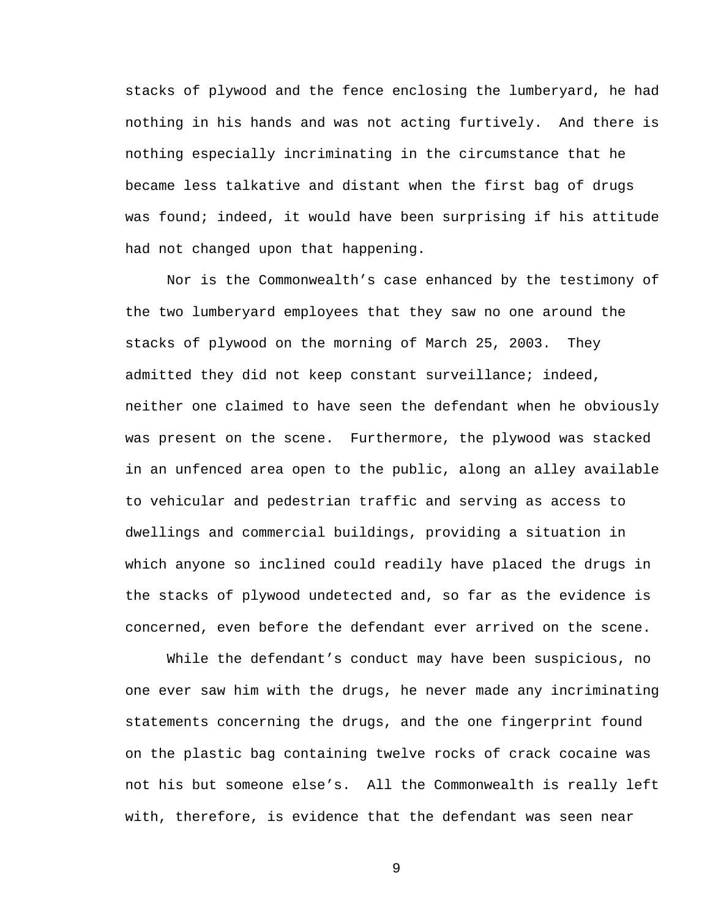stacks of plywood and the fence enclosing the lumberyard, he had nothing in his hands and was not acting furtively. And there is nothing especially incriminating in the circumstance that he became less talkative and distant when the first bag of drugs was found; indeed, it would have been surprising if his attitude had not changed upon that happening.

Nor is the Commonwealth's case enhanced by the testimony of the two lumberyard employees that they saw no one around the stacks of plywood on the morning of March 25, 2003. They admitted they did not keep constant surveillance; indeed, neither one claimed to have seen the defendant when he obviously was present on the scene. Furthermore, the plywood was stacked in an unfenced area open to the public, along an alley available to vehicular and pedestrian traffic and serving as access to dwellings and commercial buildings, providing a situation in which anyone so inclined could readily have placed the drugs in the stacks of plywood undetected and, so far as the evidence is concerned, even before the defendant ever arrived on the scene.

While the defendant's conduct may have been suspicious, no one ever saw him with the drugs, he never made any incriminating statements concerning the drugs, and the one fingerprint found on the plastic bag containing twelve rocks of crack cocaine was not his but someone else's. All the Commonwealth is really left with, therefore, is evidence that the defendant was seen near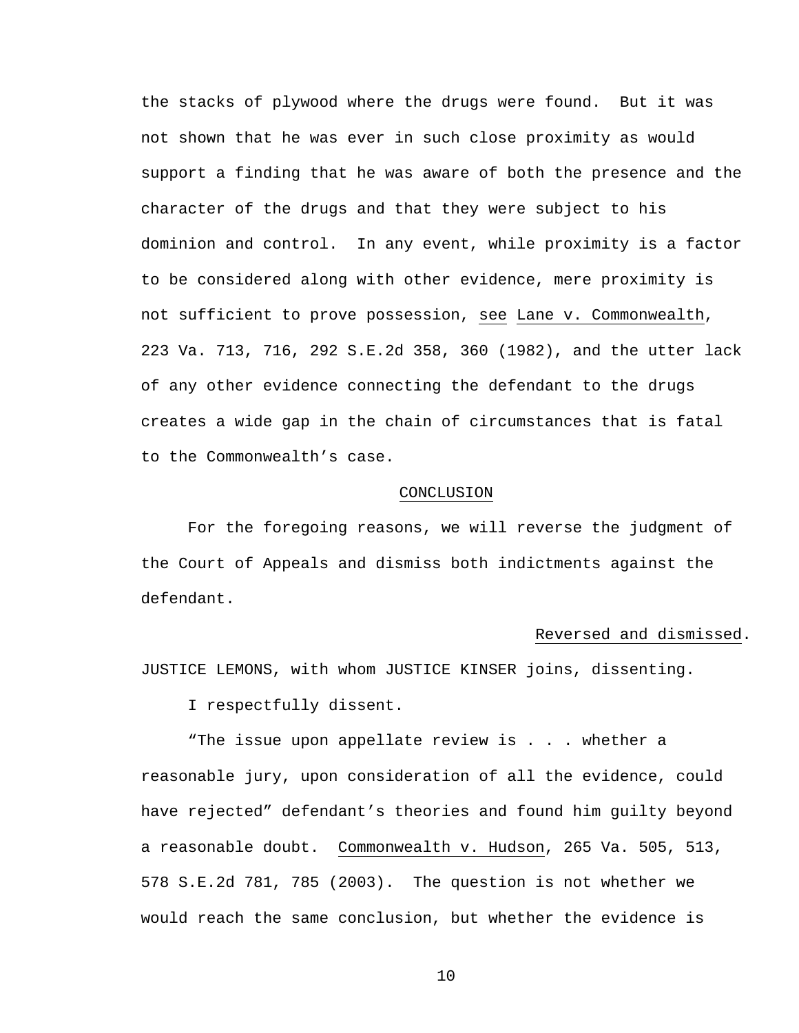the stacks of plywood where the drugs were found. But it was not shown that he was ever in such close proximity as would support a finding that he was aware of both the presence and the character of the drugs and that they were subject to his dominion and control. In any event, while proximity is a factor to be considered along with other evidence, mere proximity is not sufficient to prove possession, see Lane v. Commonwealth, 223 Va. 713, 716, 292 S.E.2d 358, 360 (1982), and the utter lack of any other evidence connecting the defendant to the drugs creates a wide gap in the chain of circumstances that is fatal to the Commonwealth's case.

## CONCLUSION

For the foregoing reasons, we will reverse the judgment of the Court of Appeals and dismiss both indictments against the defendant.

Reversed and dismissed.

JUSTICE LEMONS, with whom JUSTICE KINSER joins, dissenting.

I respectfully dissent.

"The issue upon appellate review is . . . whether a reasonable jury, upon consideration of all the evidence, could have rejected" defendant's theories and found him guilty beyond a reasonable doubt. Commonwealth v. Hudson, 265 Va. 505, 513, 578 S.E.2d 781, 785 (2003). The question is not whether we would reach the same conclusion, but whether the evidence is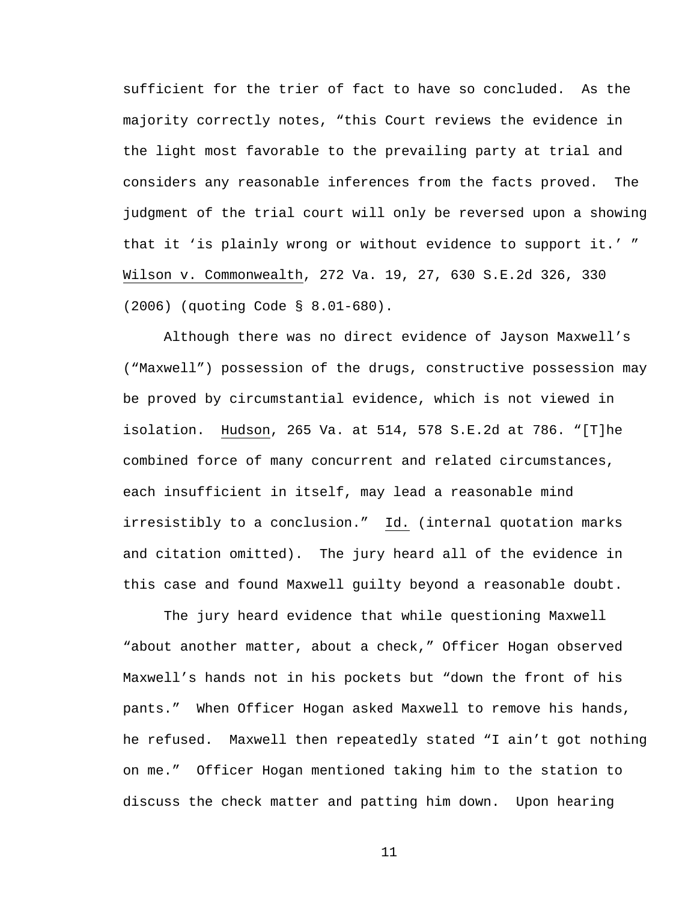sufficient for the trier of fact to have so concluded. As the majority correctly notes, "this Court reviews the evidence in the light most favorable to the prevailing party at trial and considers any reasonable inferences from the facts proved. The judgment of the trial court will only be reversed upon a showing that it 'is plainly wrong or without evidence to support it.' " Wilson v. Commonwealth, 272 Va. 19, 27, 630 S.E.2d 326, 330 (2006) (quoting Code § 8.01-680).

Although there was no direct evidence of Jayson Maxwell's ("Maxwell") possession of the drugs, constructive possession may be proved by circumstantial evidence, which is not viewed in isolation. Hudson, 265 Va. at 514, 578 S.E.2d at 786. "[T]he combined force of many concurrent and related circumstances, each insufficient in itself, may lead a reasonable mind irresistibly to a conclusion." Id. (internal quotation marks and citation omitted). The jury heard all of the evidence in this case and found Maxwell guilty beyond a reasonable doubt.

The jury heard evidence that while questioning Maxwell "about another matter, about a check," Officer Hogan observed Maxwell's hands not in his pockets but "down the front of his pants." When Officer Hogan asked Maxwell to remove his hands, he refused. Maxwell then repeatedly stated "I ain't got nothing on me." Officer Hogan mentioned taking him to the station to discuss the check matter and patting him down. Upon hearing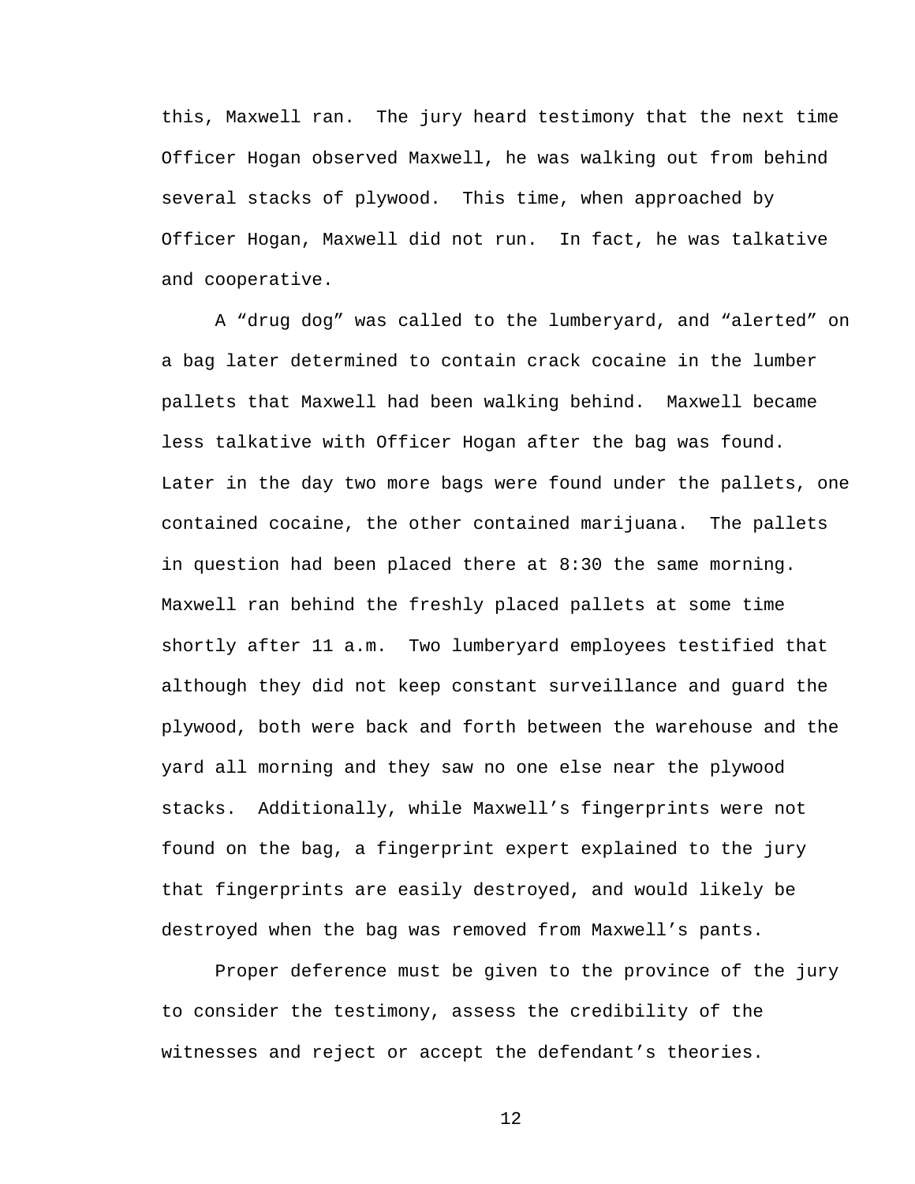this, Maxwell ran. The jury heard testimony that the next time Officer Hogan observed Maxwell, he was walking out from behind several stacks of plywood. This time, when approached by Officer Hogan, Maxwell did not run. In fact, he was talkative and cooperative.

A "drug dog" was called to the lumberyard, and "alerted" on a bag later determined to contain crack cocaine in the lumber pallets that Maxwell had been walking behind. Maxwell became less talkative with Officer Hogan after the bag was found. Later in the day two more bags were found under the pallets, one contained cocaine, the other contained marijuana. The pallets in question had been placed there at 8:30 the same morning. Maxwell ran behind the freshly placed pallets at some time shortly after 11 a.m. Two lumberyard employees testified that although they did not keep constant surveillance and guard the plywood, both were back and forth between the warehouse and the yard all morning and they saw no one else near the plywood stacks. Additionally, while Maxwell's fingerprints were not found on the bag, a fingerprint expert explained to the jury that fingerprints are easily destroyed, and would likely be destroyed when the bag was removed from Maxwell's pants.

Proper deference must be given to the province of the jury to consider the testimony, assess the credibility of the witnesses and reject or accept the defendant's theories.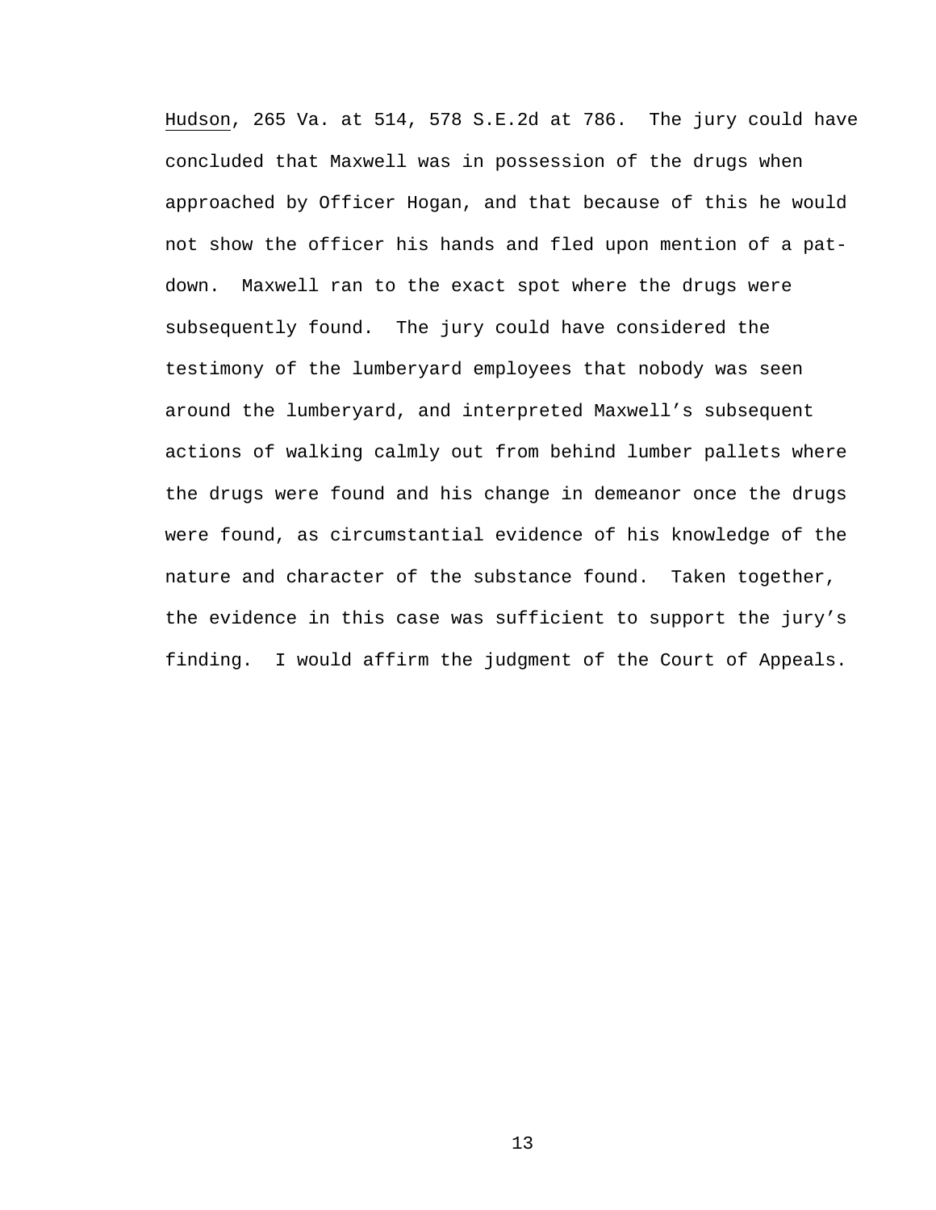Hudson, 265 Va. at 514, 578 S.E.2d at 786. The jury could have concluded that Maxwell was in possession of the drugs when approached by Officer Hogan, and that because of this he would not show the officer his hands and fled upon mention of a pat-down. Maxwell ran to the exact spot where the drugs were subsequently found. The jury could have considered the testimony of the lumberyard employees that nobody was seen around the lumberyard, and interpreted Maxwell's subsequent actions of walking calmly out from behind lumber pallets where the drugs were found and his change in demeanor once the drugs were found, as circumstantial evidence of his knowledge of the nature and character of the substance found. Taken together, the evidence in this case was sufficient to support the jury's finding. I would affirm the judgment of the Court of Appeals.